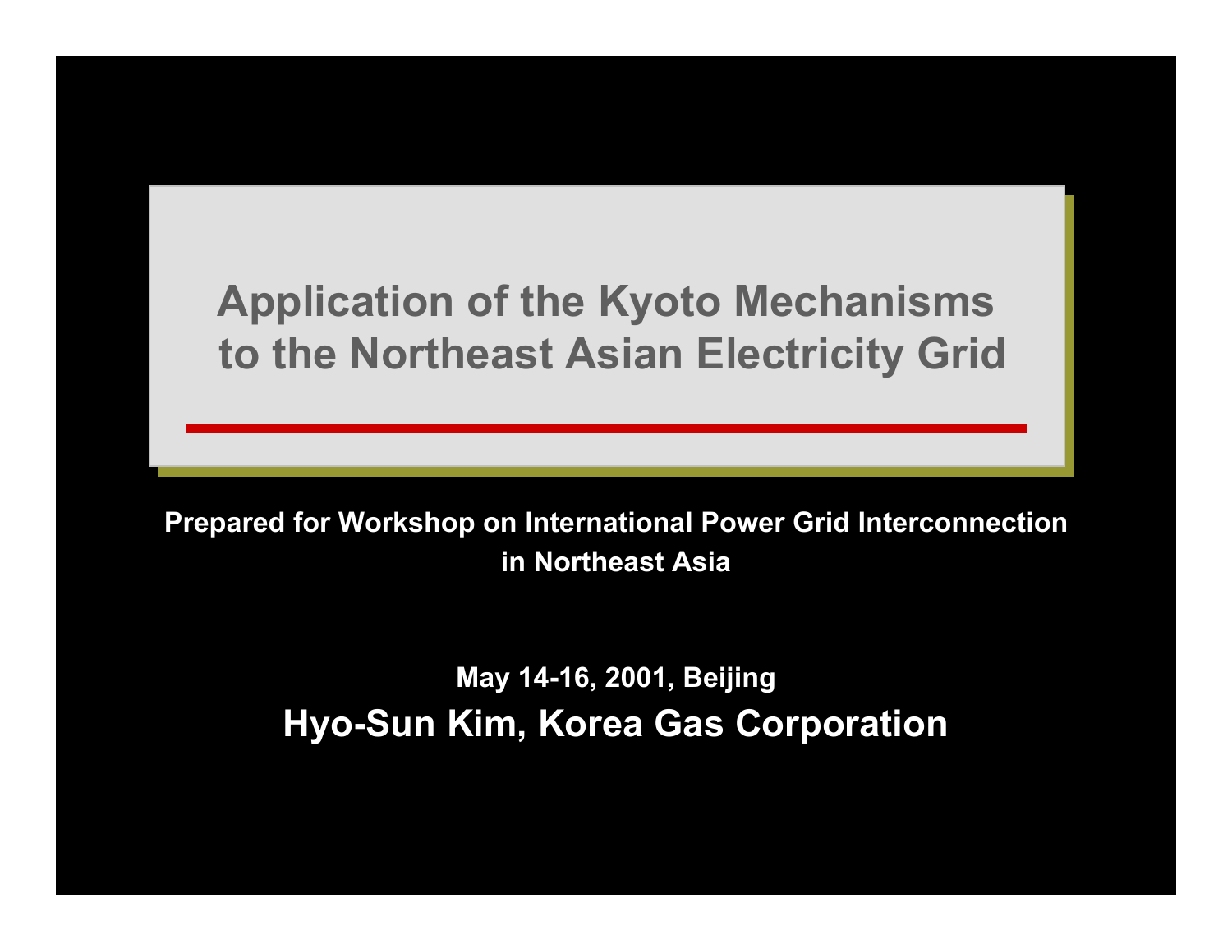# Application of the Kyoto Mechanisms to the Northeast Asian Electricity Grid

**Prepared for Workshop on International Power Grid Interconnection in Northeast Asia**

**May 14-16, 2001, Beijing**

**Hyo-Sun Kim, Korea Gas Corporation**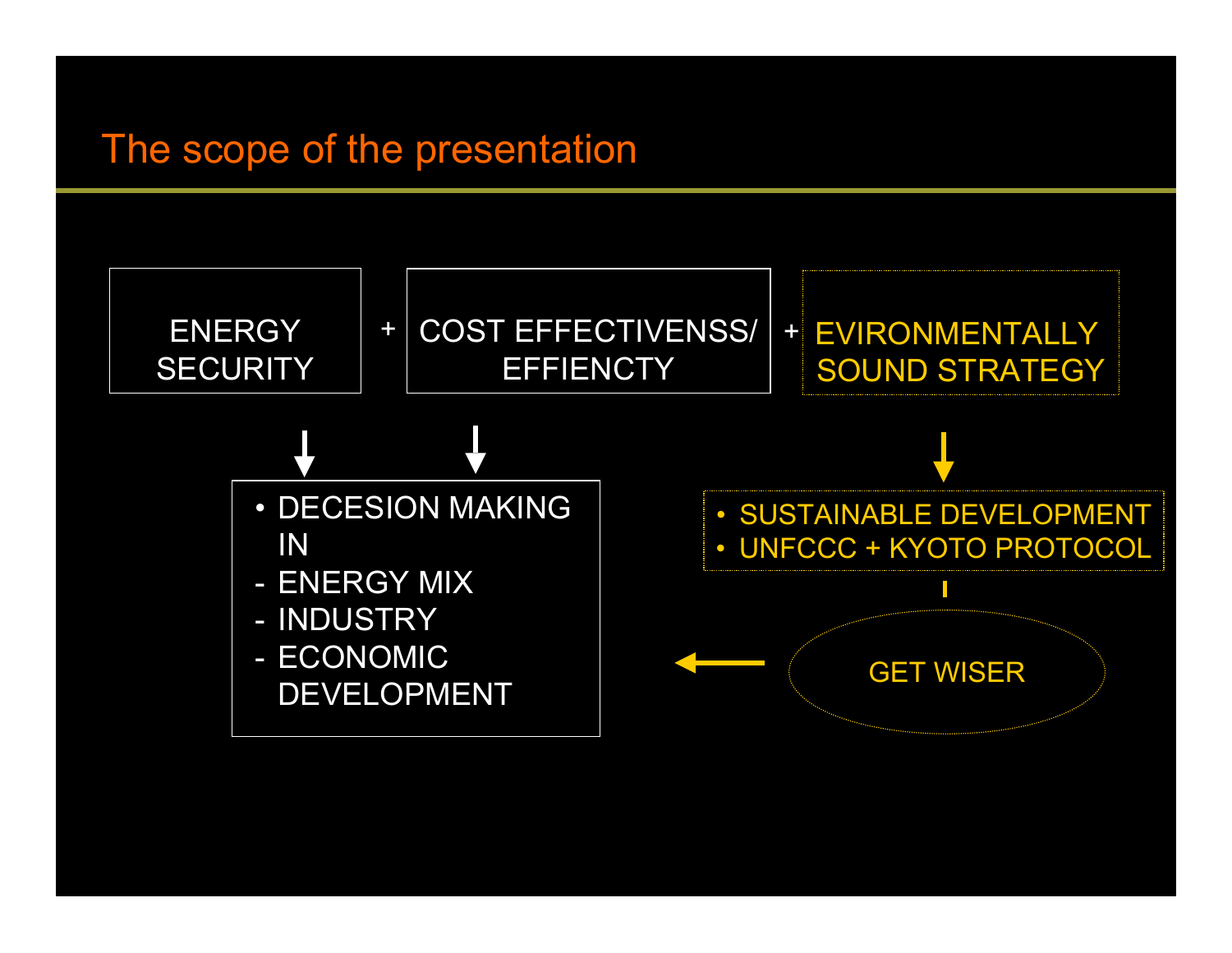# The scope of the presentation

ENERGY SECURITY + COST EFFECTIVENSS/ EFFIENCTY + EVIRONMENTALLY SOUND STRATEGY

- DECESION MAKING IN
  - ENERGY MIX
  - INDUSTRY
  - ECONOMIC DEVELOPMENT

- SUSTAINABLE DEVELOPMENT
- UNFCCC + KYOTO PROTOCOL

GET WISER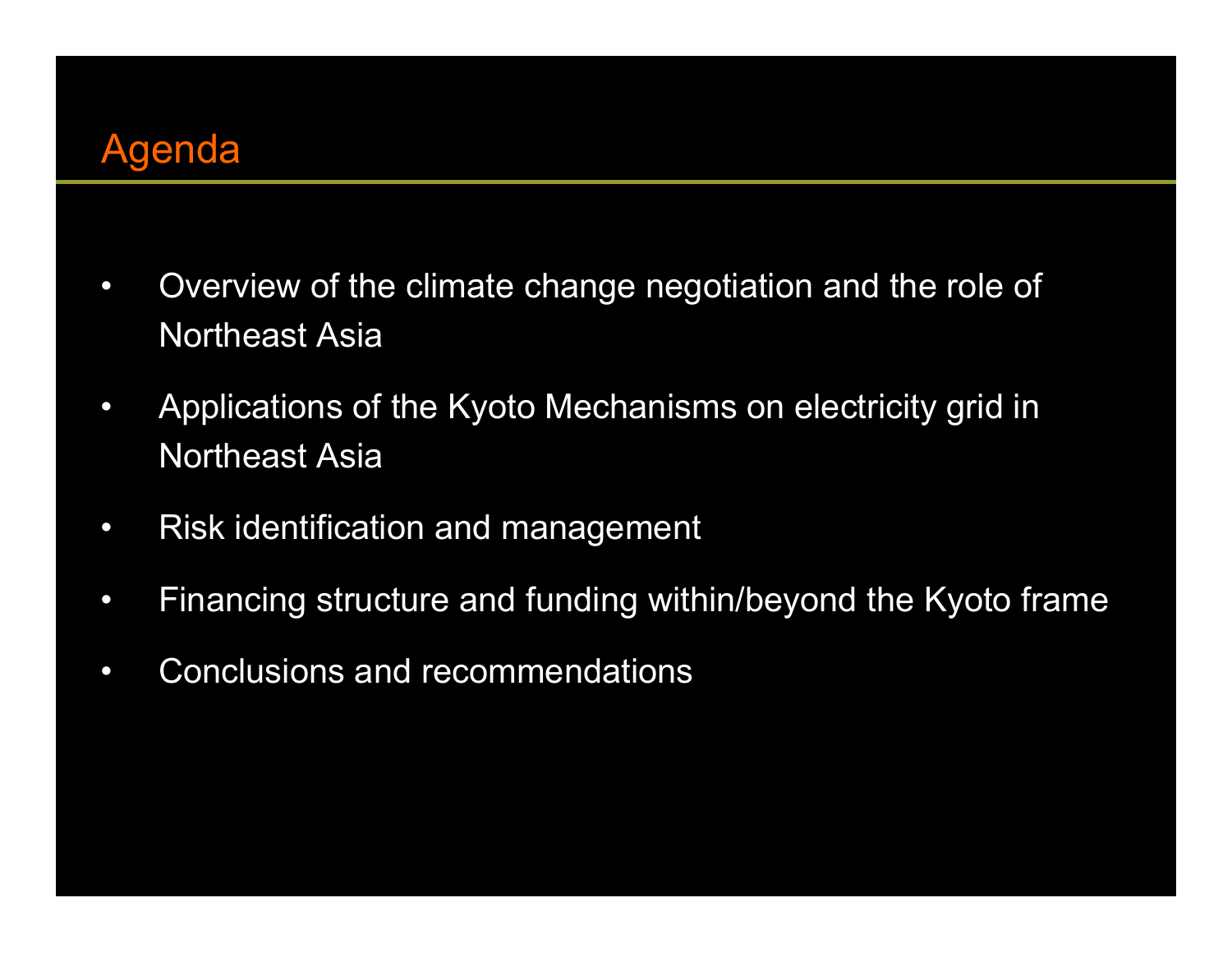# Agenda

- Overview of the climate change negotiation and the role of Northeast Asia
- Applications of the Kyoto Mechanisms on electricity grid in Northeast Asia
- Risk identification and management
- Financing structure and funding within/beyond the Kyoto frame
- Conclusions and recommendations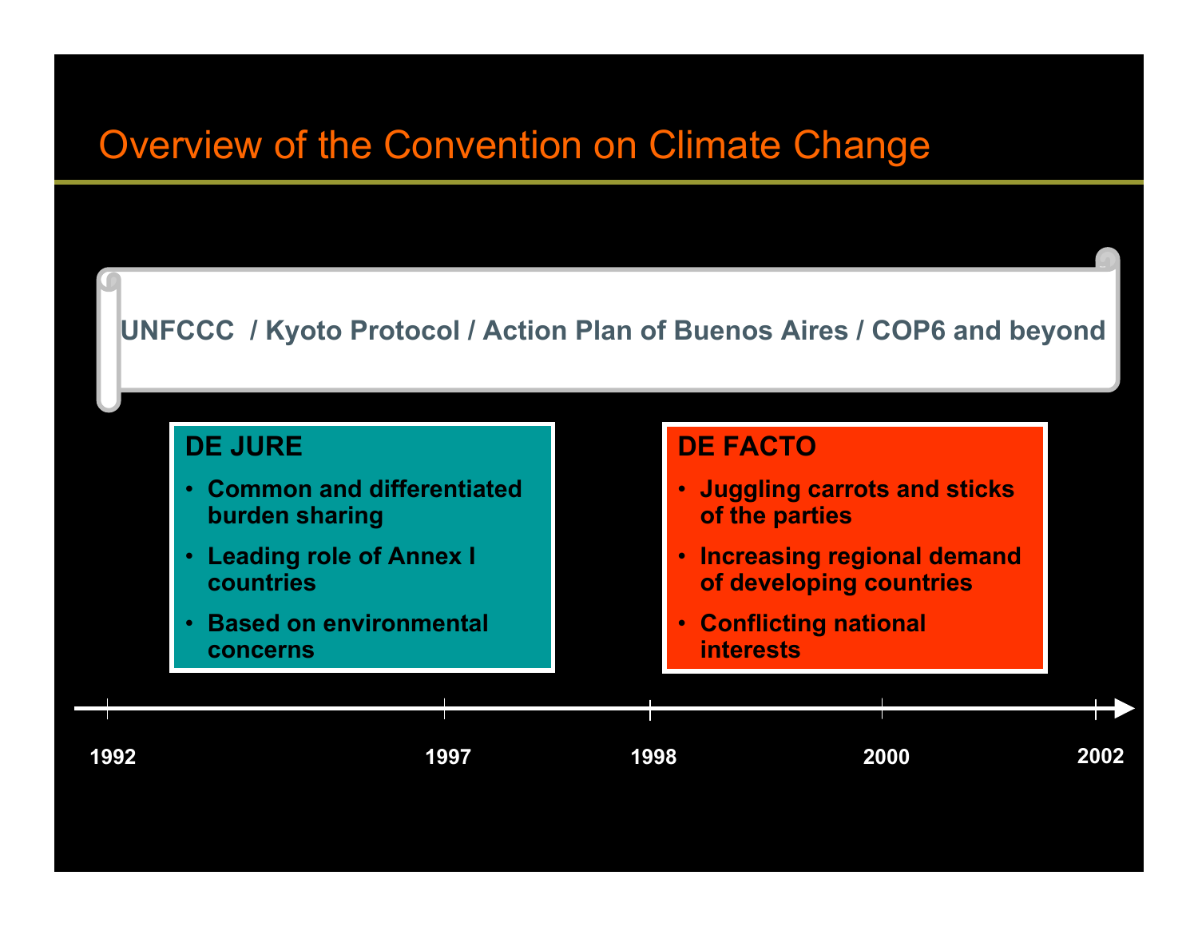# Overview of the Convention on Climate Change

**UNFCCC / Kyoto Protocol / Action Plan of Buenos Aires / COP6 and beyond**

**DE JURE**

- **Common and differentiated burden sharing**
- **Leading role of Annex I countries**
- **Based on environmental concerns**

**DE FACTO**

- **Juggling carrots and sticks of the parties**
- **Increasing regional demand of developing countries**
- **Conflicting national interests**

**1992** — **1997** — **1998** — **2000** — **2002**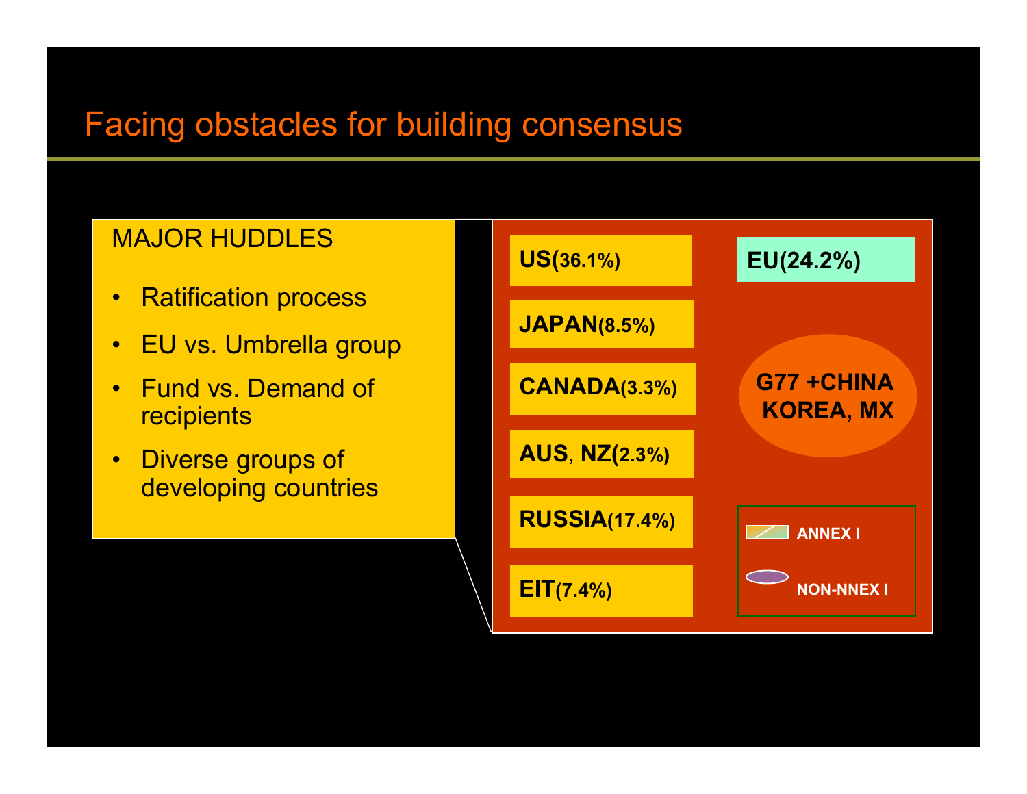# Facing obstacles for building consensus

MAJOR HUDDLES

- Ratification process
- EU vs. Umbrella group
- Fund vs. Demand of recipients
- Diverse groups of developing countries

**US(36.1%)**

**JAPAN(8.5%)**

**CANADA(3.3%)**

**AUS, NZ(2.3%)**

**RUSSIA(17.4%)**

**EIT(7.4%)**

**EU(24.2%)**

**G77 +CHINA KOREA, MX**

**ANNEX I**

**NON-NNEX I**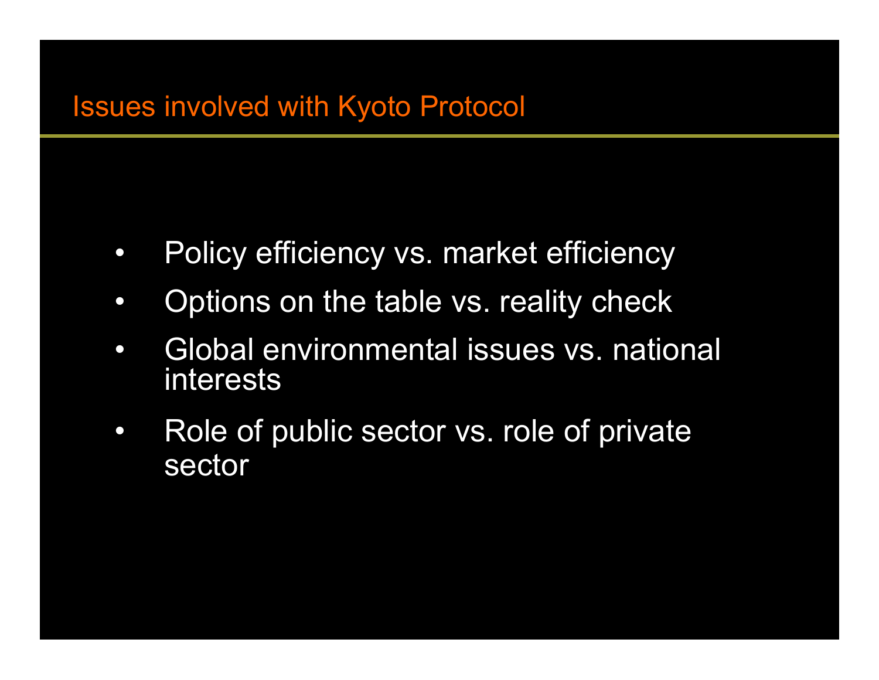# Issues involved with Kyoto Protocol

- Policy efficiency vs. market efficiency
- Options on the table vs. reality check
- Global environmental issues vs. national interests
- Role of public sector vs. role of private sector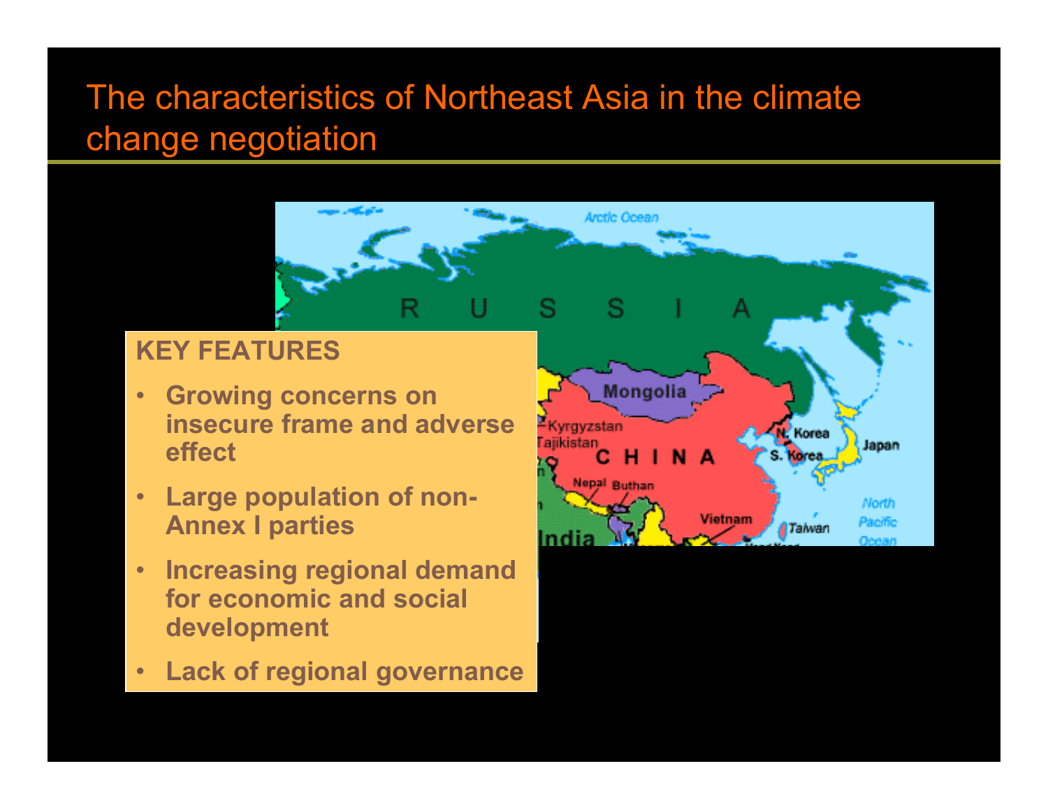# The characteristics of Northeast Asia in the climate change negotiation

**KEY FEATURES**

- **Growing concerns on insecure frame and adverse effect**
- **Large population of non-Annex I parties**
- **Increasing regional demand for economic and social development**
- **Lack of regional governance**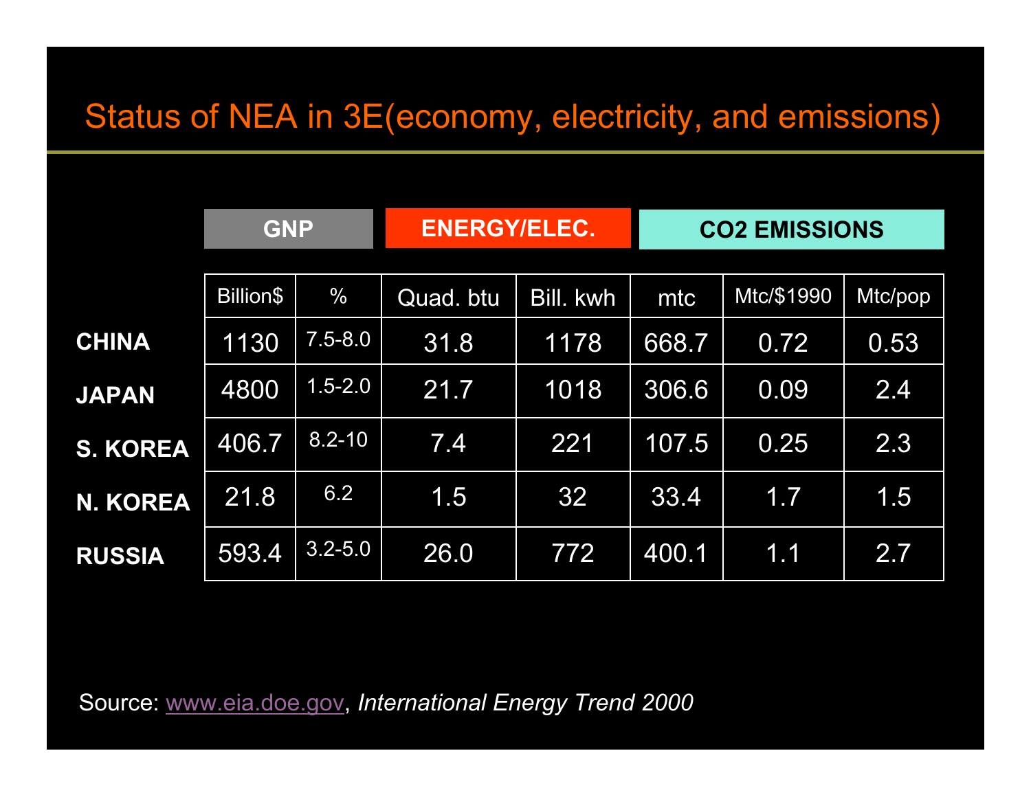# Status of NEA in 3E(economy, electricity, and emissions)

| | GNP | | ENERGY/ELEC. | | CO2 EMISSIONS | | |
|---|---|---|---|---|---|---|---|
| | Billion$ | % | Quad. btu | Bill. kwh | mtc | Mtc/$1990 | Mtc/pop |
| **CHINA** | 1130 | 7.5-8.0 | 31.8 | 1178 | 668.7 | 0.72 | 0.53 |
| **JAPAN** | 4800 | 1.5-2.0 | 21.7 | 1018 | 306.6 | 0.09 | 2.4 |
| **S. KOREA** | 406.7 | 8.2-10 | 7.4 | 221 | 107.5 | 0.25 | 2.3 |
| **N. KOREA** | 21.8 | 6.2 | 1.5 | 32 | 33.4 | 1.7 | 1.5 |
| **RUSSIA** | 593.4 | 3.2-5.0 | 26.0 | 772 | 400.1 | 1.1 | 2.7 |

Source: www.eia.doe.gov, *International Energy Trend 2000*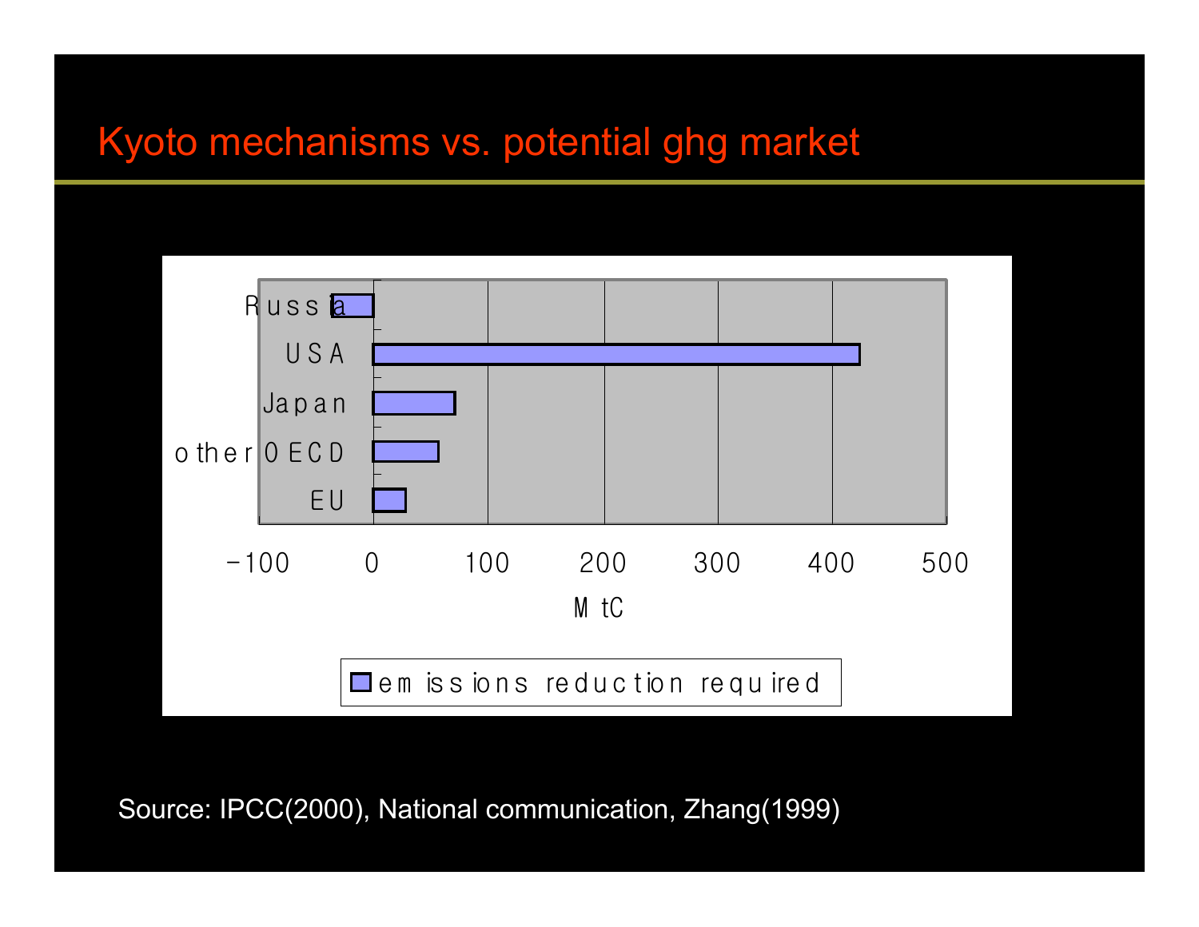# Kyoto mechanisms vs. potential ghg market

Source: IPCC(2000), National communication, Zhang(1999)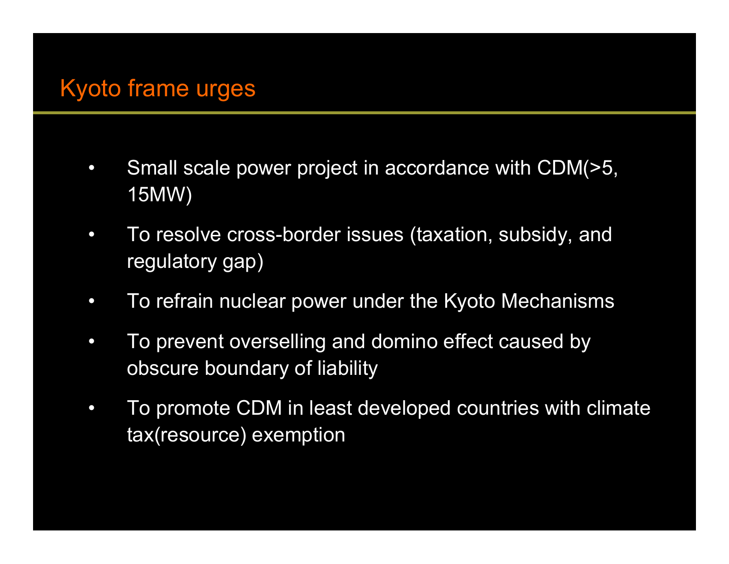# Kyoto frame urges

- Small scale power project in accordance with CDM(>5, 15MW)
- To resolve cross-border issues (taxation, subsidy, and regulatory gap)
- To refrain nuclear power under the Kyoto Mechanisms
- To prevent overselling and domino effect caused by obscure boundary of liability
- To promote CDM in least developed countries with climate tax(resource) exemption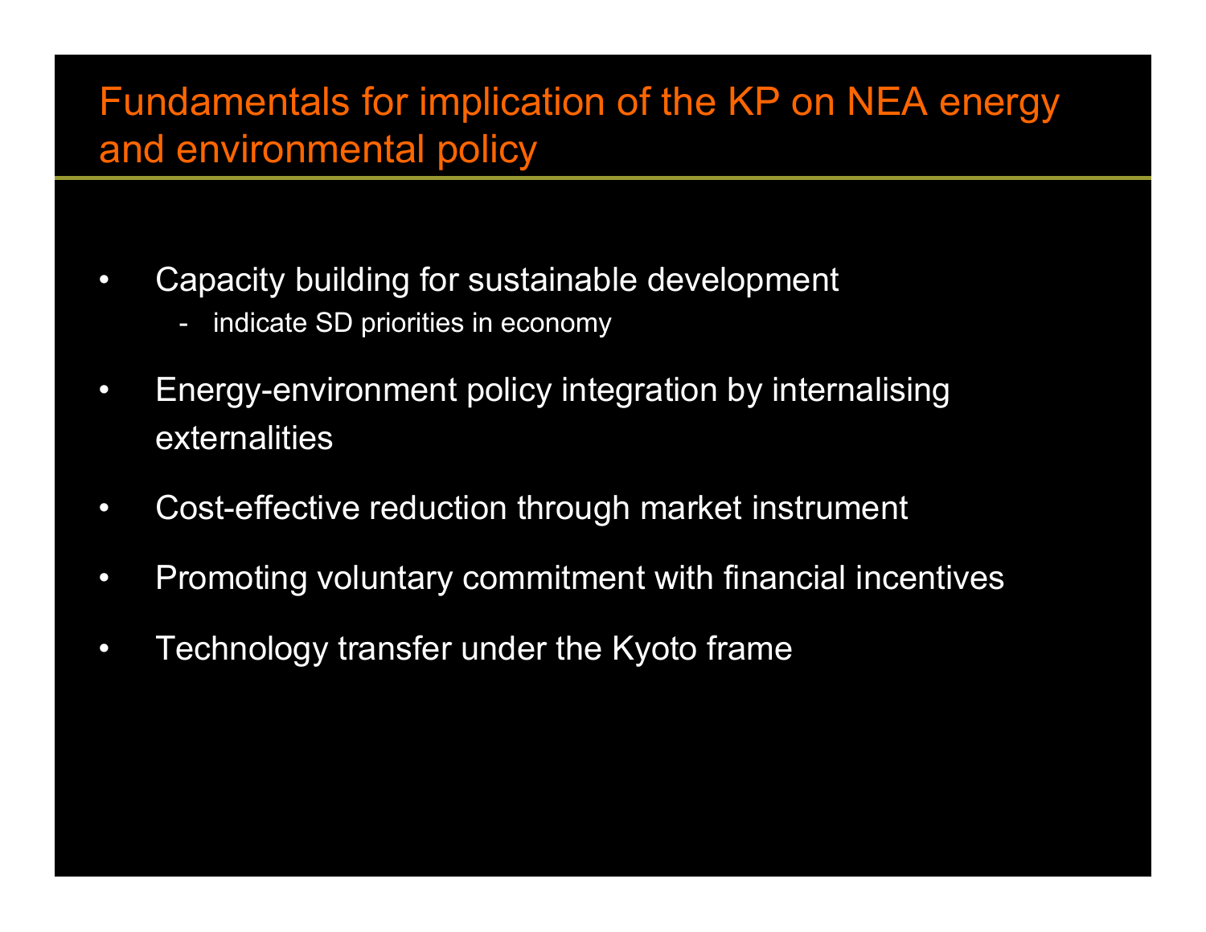# Fundamentals for implication of the KP on NEA energy and environmental policy

- Capacity building for sustainable development
  - indicate SD priorities in economy
- Energy-environment policy integration by internalising externalities
- Cost-effective reduction through market instrument
- Promoting voluntary commitment with financial incentives
- Technology transfer under the Kyoto frame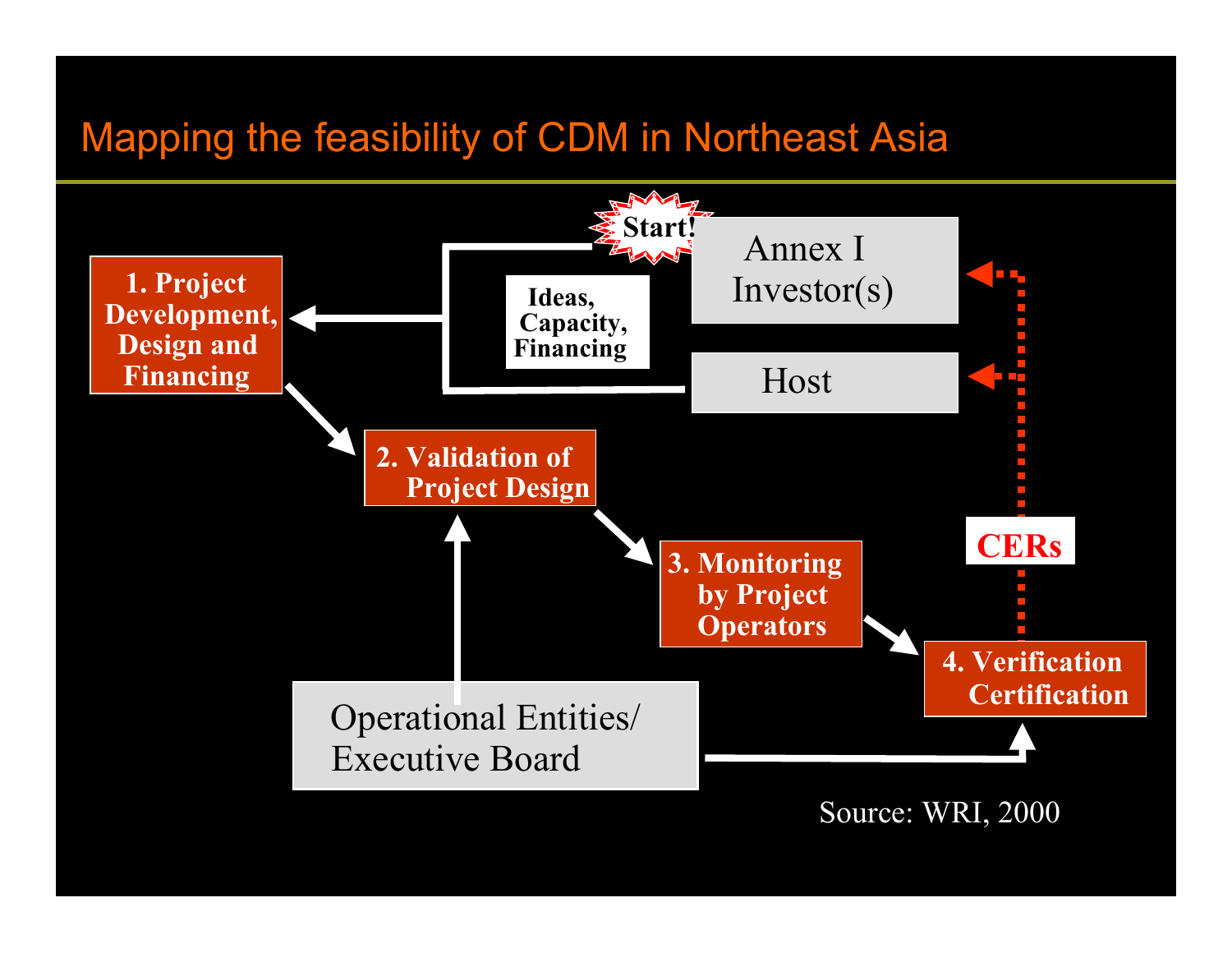# Mapping the feasibility of CDM in Northeast Asia

Start!

Annex I Investor(s)

Host

Ideas, Capacity, Financing

**1. Project Development, Design and Financing**

**2. Validation of Project Design**

**3. Monitoring by Project Operators**

**4. Verification Certification**

**CERs**

Operational Entities/ Executive Board

Source: WRI, 2000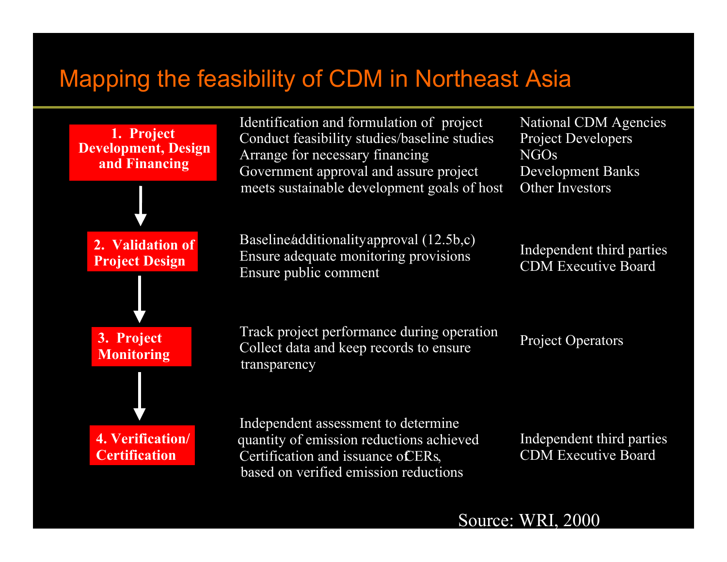# Mapping the feasibility of CDM in Northeast Asia

| Stage | Activities | Actors |
|---|---|---|
| **1. Project Development, Design and Financing** | Identification and formulation of project<br>Conduct feasibility studies/baseline studies<br>Arrange for necessary financing<br>Government approval and assure project meets sustainable development goals of host | National CDM Agencies<br>Project Developers<br>NGOs<br>Development Banks<br>Other Investors |
| **2. Validation of Project Design** | Baseline/additionality approval (12.5b,c)<br>Ensure adequate monitoring provisions<br>Ensure public comment | Independent third parties<br>CDM Executive Board |
| **3. Project Monitoring** | Track project performance during operation<br>Collect data and keep records to ensure transparency | Project Operators |
| **4. Verification/ Certification** | Independent assessment to determine quantity of emission reductions achieved<br>Certification and issuance of CERs, based on verified emission reductions | Independent third parties<br>CDM Executive Board |

Source: WRI, 2000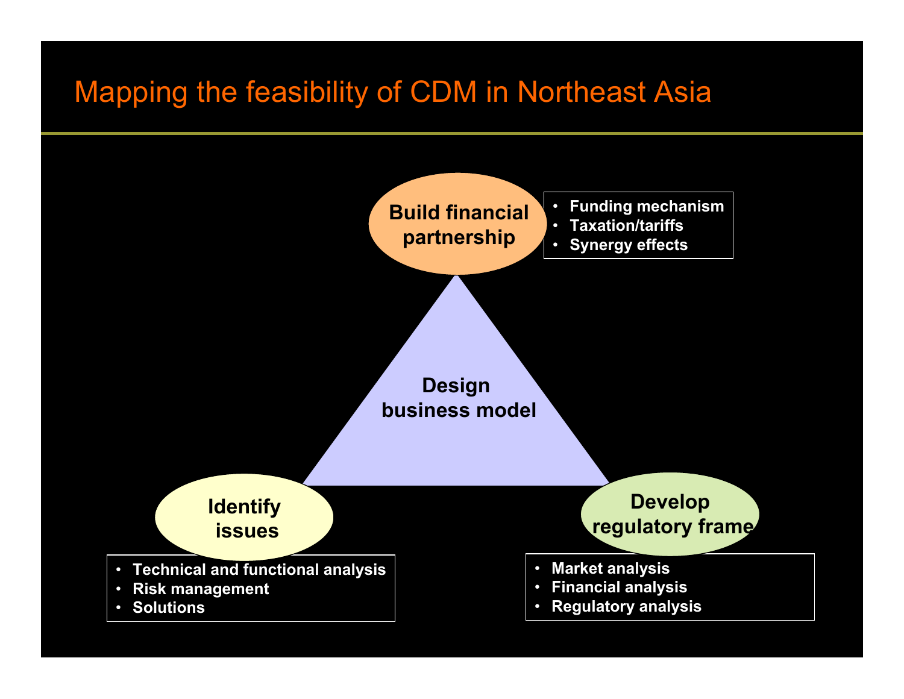# Mapping the feasibility of CDM in Northeast Asia

**Build financial partnership**

- Funding mechanism
- Taxation/tariffs
- Synergy effects

**Design business model**

**Identify issues**

- Technical and functional analysis
- Risk management
- Solutions

**Develop regulatory frame**

- Market analysis
- Financial analysis
- Regulatory analysis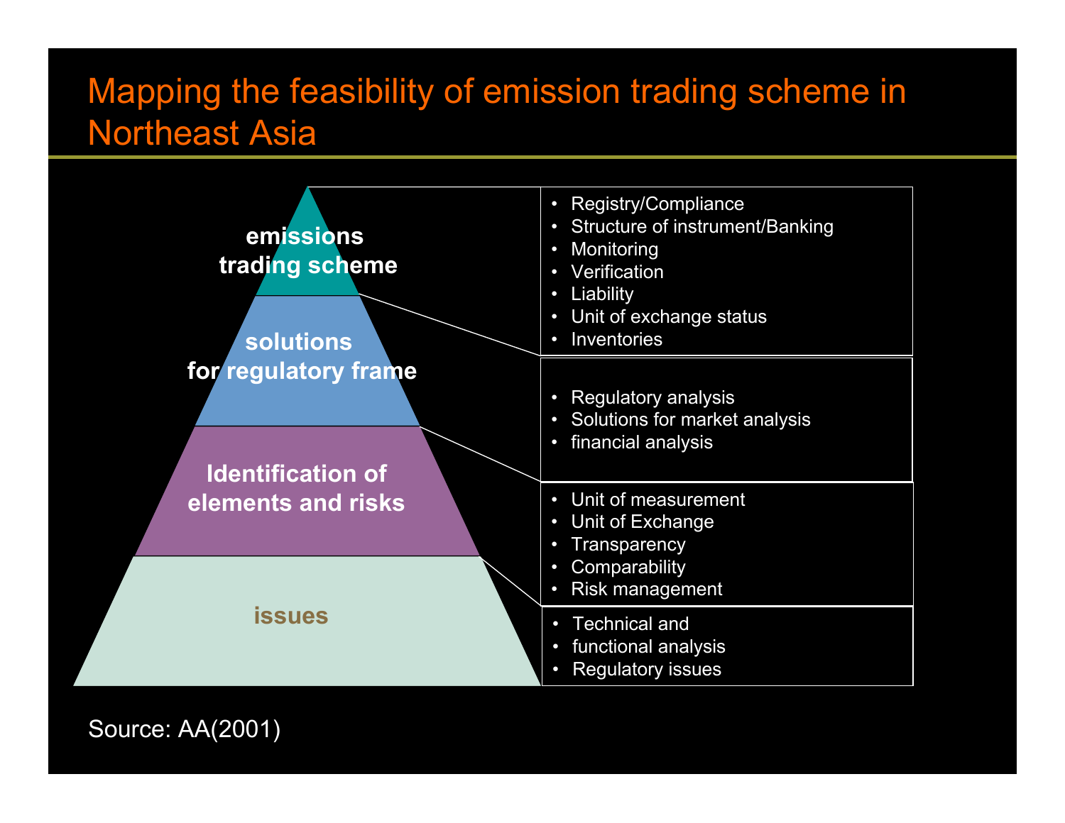# Mapping the feasibility of emission trading scheme in Northeast Asia

**emissions trading scheme**

- Registry/Compliance
- Structure of instrument/Banking
- Monitoring
- Verification
- Liability
- Unit of exchange status
- Inventories

**solutions for regulatory frame**

- Regulatory analysis
- Solutions for market analysis
- financial analysis

**Identification of elements and risks**

- Unit of measurement
- Unit of Exchange
- Transparency
- Comparability
- Risk management

**issues**

- Technical and
- functional analysis
- Regulatory issues

Source: AA(2001)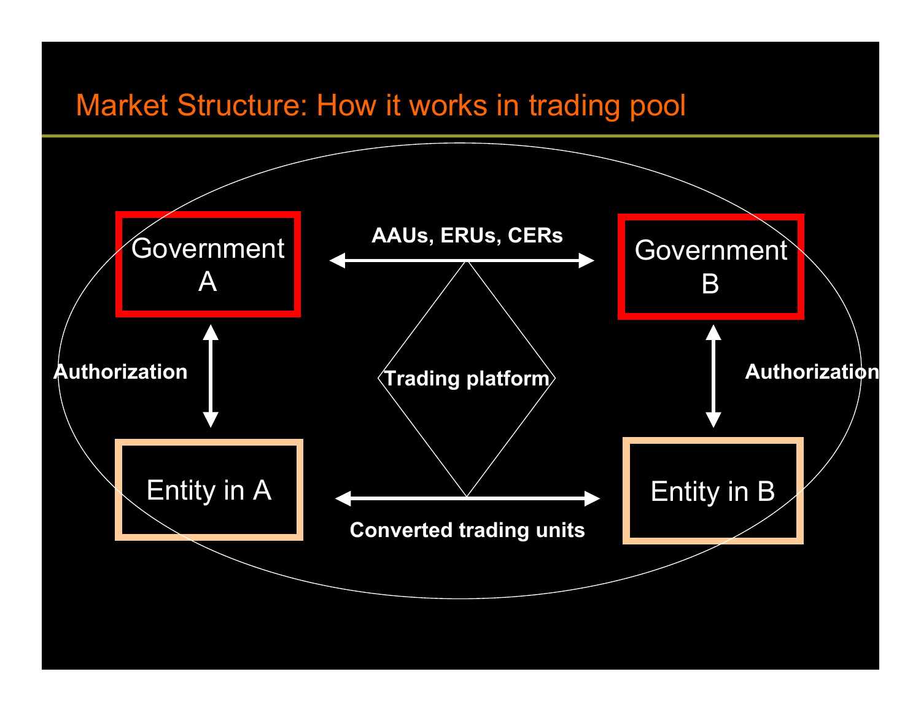# Market Structure: How it works in trading pool

Government A

Government B

AAUs, ERUs, CERs

Authorization

Trading platform

Authorization

Entity in A

Entity in B

Converted trading units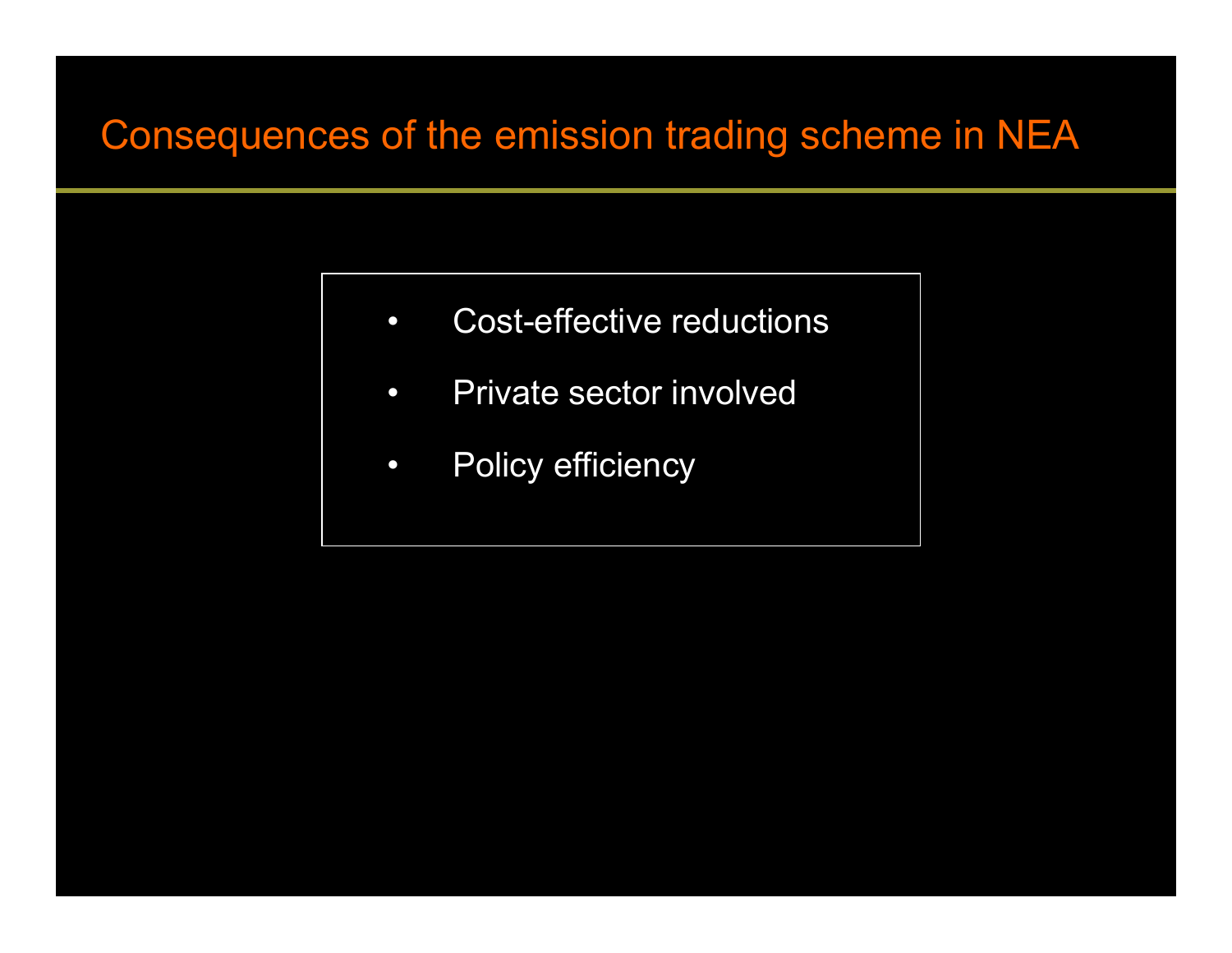# Consequences of the emission trading scheme in NEA

- Cost-effective reductions
- Private sector involved
- Policy efficiency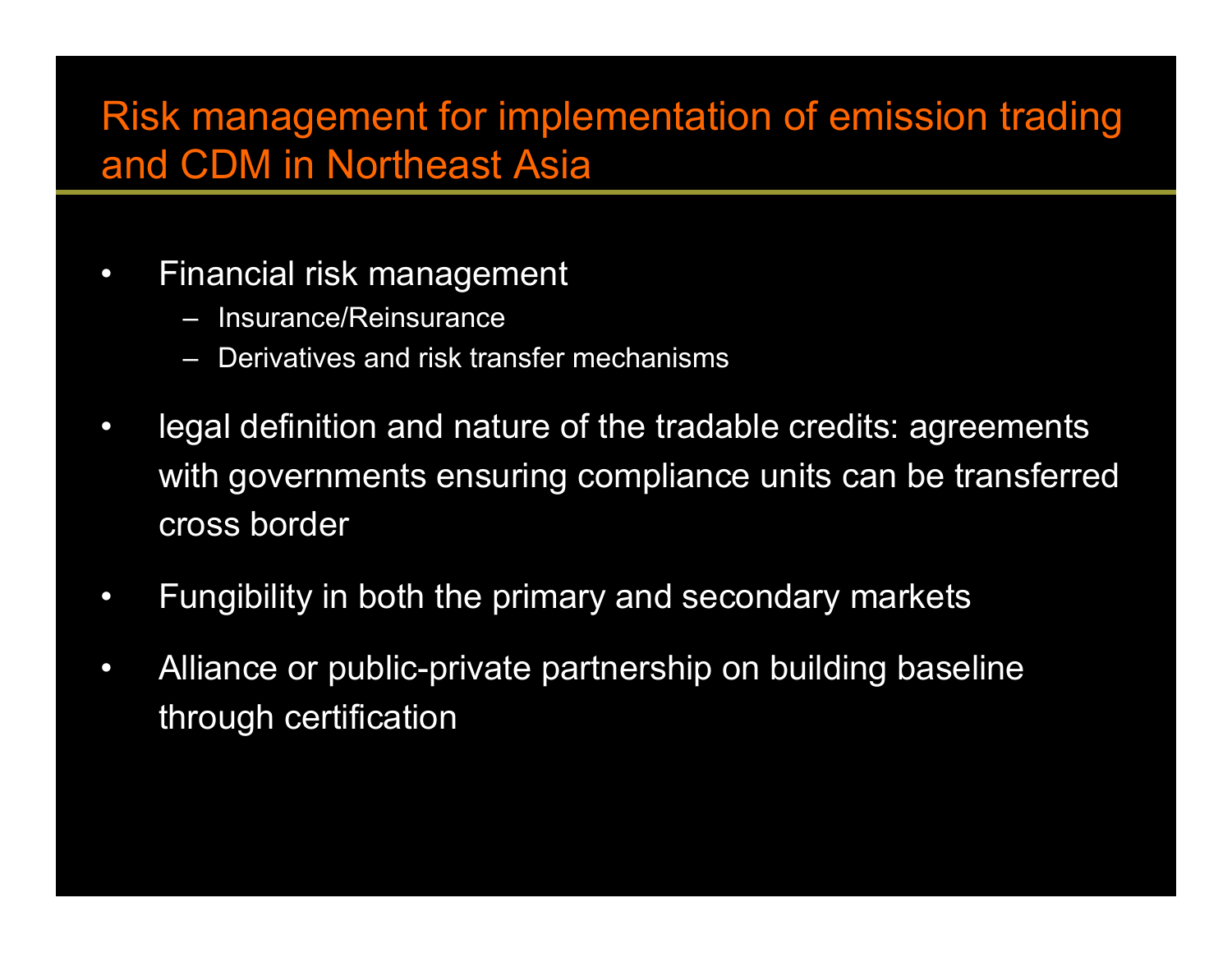# Risk management for implementation of emission trading and CDM in Northeast Asia

- Financial risk management
  - Insurance/Reinsurance
  - Derivatives and risk transfer mechanisms
- legal definition and nature of the tradable credits: agreements with governments ensuring compliance units can be transferred cross border
- Fungibility in both the primary and secondary markets
- Alliance or public-private partnership on building baseline through certification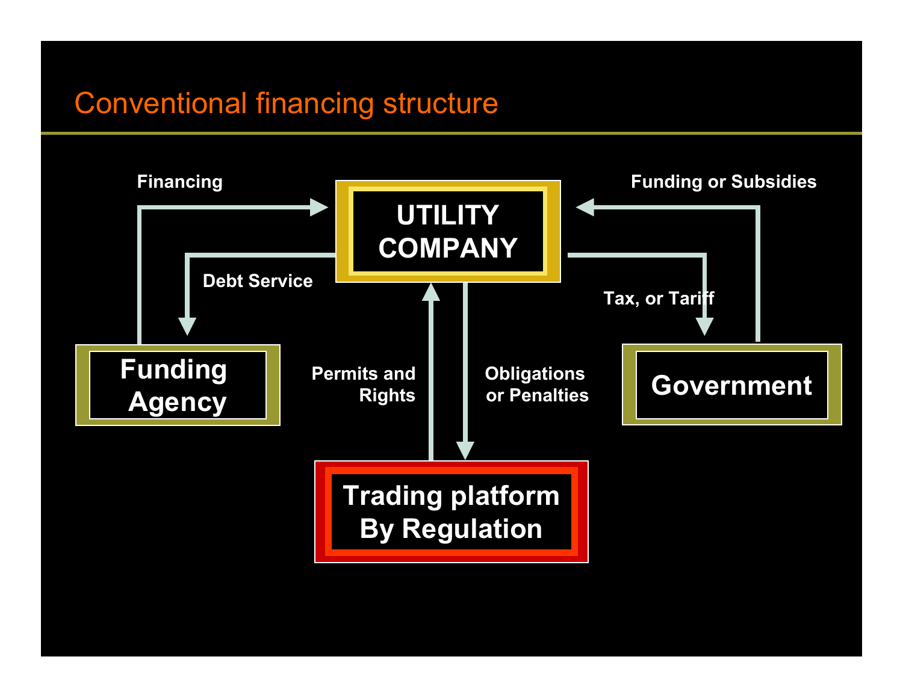# Conventional financing structure

Financing

UTILITY COMPANY

Funding or Subsidies

Debt Service

Tax, or Tariff

Funding Agency

Permits and Rights

Obligations or Penalties

Government

Trading platform By Regulation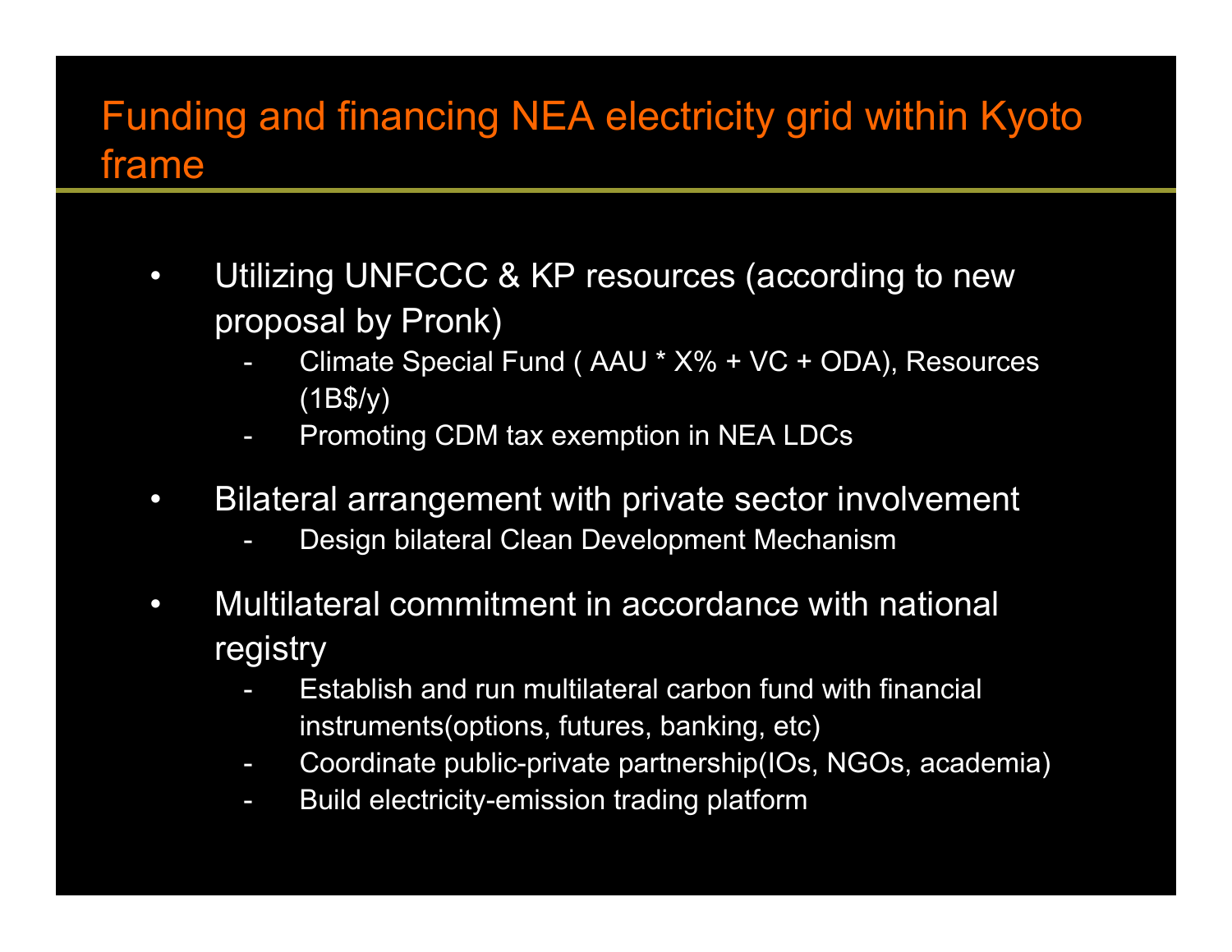# Funding and financing NEA electricity grid within Kyoto frame

- Utilizing UNFCCC & KP resources (according to new proposal by Pronk)
  - Climate Special Fund ( AAU * X% + VC + ODA), Resources (1B$/y)
  - Promoting CDM tax exemption in NEA LDCs
- Bilateral arrangement with private sector involvement
  - Design bilateral Clean Development Mechanism
- Multilateral commitment in accordance with national registry
  - Establish and run multilateral carbon fund with financial instruments(options, futures, banking, etc)
  - Coordinate public-private partnership(IOs, NGOs, academia)
  - Build electricity-emission trading platform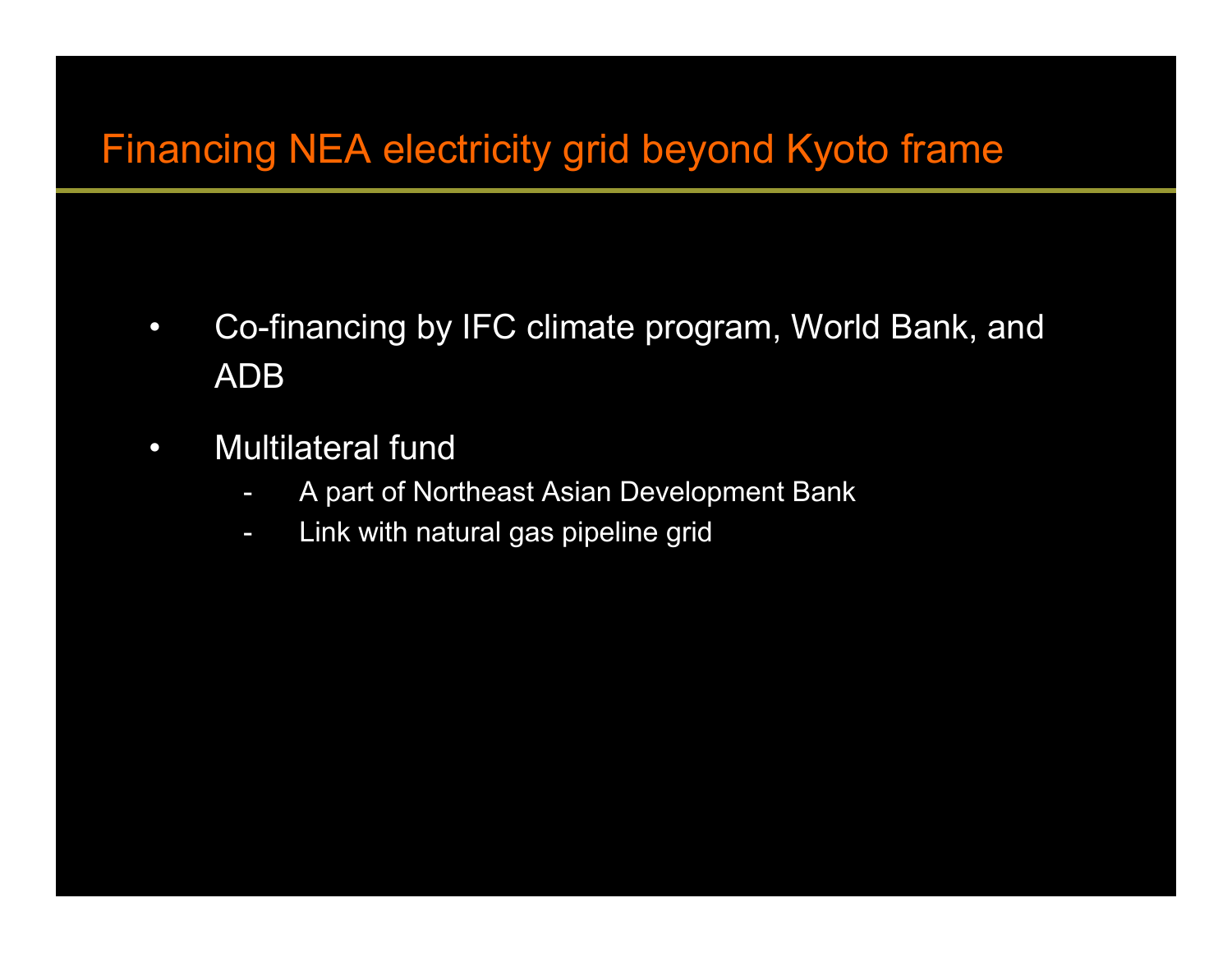# Financing NEA electricity grid beyond Kyoto frame

- Co-financing by IFC climate program, World Bank, and ADB
- Multilateral fund
  - A part of Northeast Asian Development Bank
  - Link with natural gas pipeline grid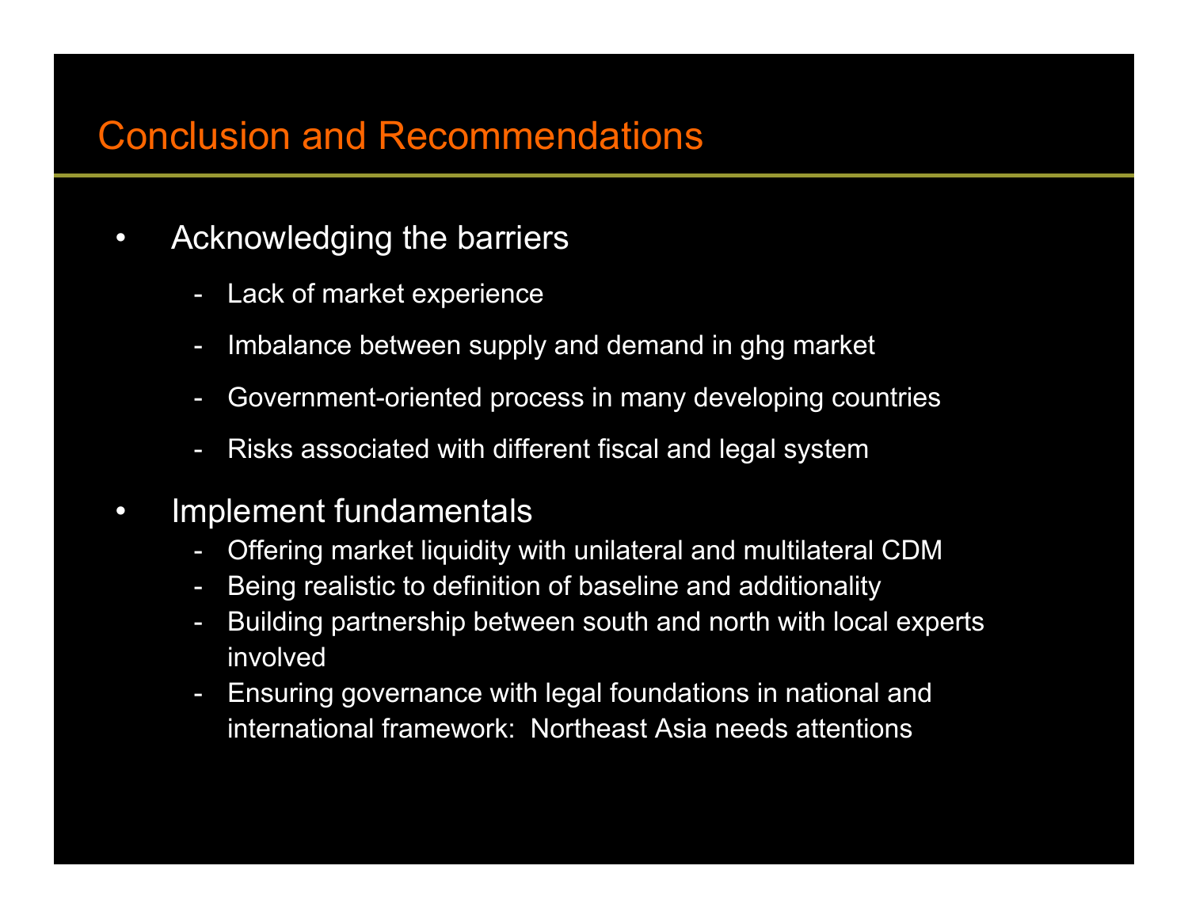# Conclusion and Recommendations

- Acknowledging the barriers
  - Lack of market experience
  - Imbalance between supply and demand in ghg market
  - Government-oriented process in many developing countries
  - Risks associated with different fiscal and legal system
- Implement fundamentals
  - Offering market liquidity with unilateral and multilateral CDM
  - Being realistic to definition of baseline and additionality
  - Building partnership between south and north with local experts involved
  - Ensuring governance with legal foundations in national and international framework: Northeast Asia needs attentions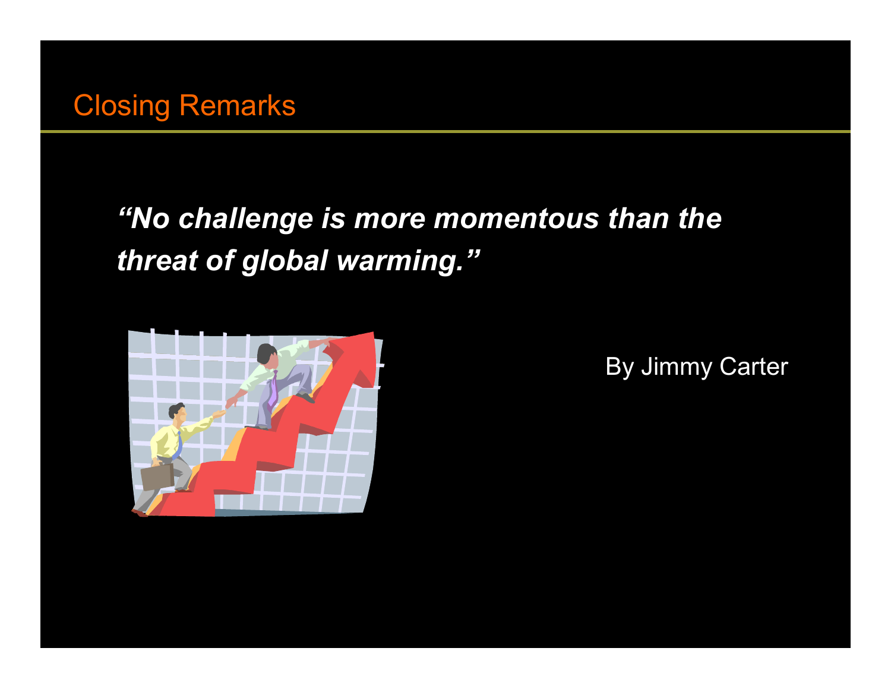## Closing Remarks

***"No challenge is more momentous than the threat of global warming."***

By Jimmy Carter